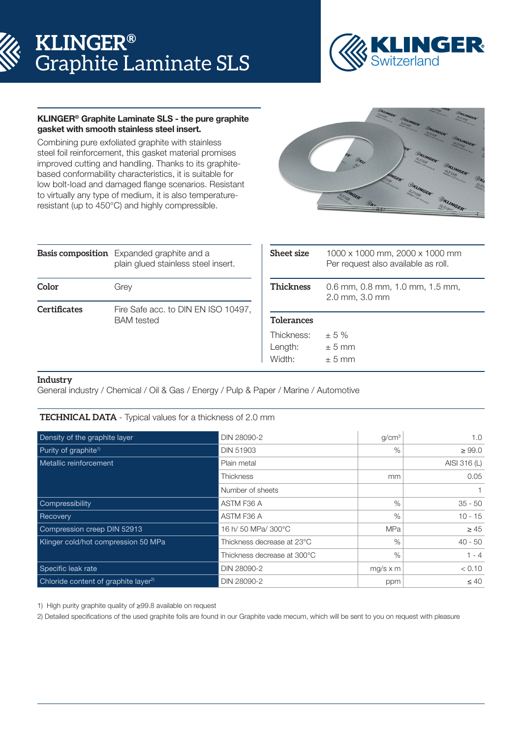# KLINGER® Graphite Laminate SLS

KLINGER Switzerland

**KLINGER® Graphite Laminate SLS - the pure graphite gasket with smooth stainless steel insert.**

Combining pure exfoliated graphite with stainless steel foil reinforcement, this gasket material promises improved cutting and handling. Thanks to its graphite-based conformability characteristics, it is suitable for low bolt-load and damaged flange scenarios. Resistant to virtually any type of medium, it is also temperature-resistant (up to 450°C) and highly compressible.

| | |
|---|---|
| **Basis composition** | Expanded graphite and a plain glued stainless steel insert. |
| **Color** | Grey |
| **Certificates** | Fire Safe acc. to DIN EN ISO 10497, BAM tested |

| | |
|---|---|
| **Sheet size** | 1000 x 1000 mm, 2000 x 1000 mm<br>Per request also available as roll. |
| **Thickness** | 0.6 mm, 0.8 mm, 1.0 mm, 1.5 mm, 2.0 mm, 3.0 mm |

**Tolerances**

| | |
|---|---|
| Thickness: | ± 5 % |
| Length: | ± 5 mm |
| Width: | ± 5 mm |

**Industry**

General industry / Chemical / Oil & Gas / Energy / Pulp & Paper / Marine / Automotive

**TECHNICAL DATA** - Typical values for a thickness of 2.0 mm

| Property | Test / Condition | Unit | Value |
|---|---|---|---|
| Density of the graphite layer | DIN 28090-2 | g/cm³ | 1.0 |
| Purity of graphite[1] | DIN 51903 | % | ≥ 99.0 |
| Metallic reinforcement | Plain metal | | AISI 316 (L) |
| | Thickness | mm | 0.05 |
| | Number of sheets | | 1 |
| Compressibility | ASTM F36 A | % | 35 - 50 |
| Recovery | ASTM F36 A | % | 10 - 15 |
| Compression creep DIN 52913 | 16 h/ 50 MPa/ 300°C | MPa | ≥ 45 |
| Klinger cold/hot compression 50 MPa | Thickness decrease at 23°C | % | 40 - 50 |
| | Thickness decrease at 300°C | % | 1 - 4 |
| Specific leak rate | DIN 28090-2 | mg/s x m | < 0.10 |
| Chloride content of graphite layer[2] | DIN 28090-2 | ppm | ≤ 40 |

1) High purity graphite quality of ≥99.8 available on request

2) Detailed specifications of the used graphite foils are found in our Graphite vade mecum, which will be sent to you on request with pleasure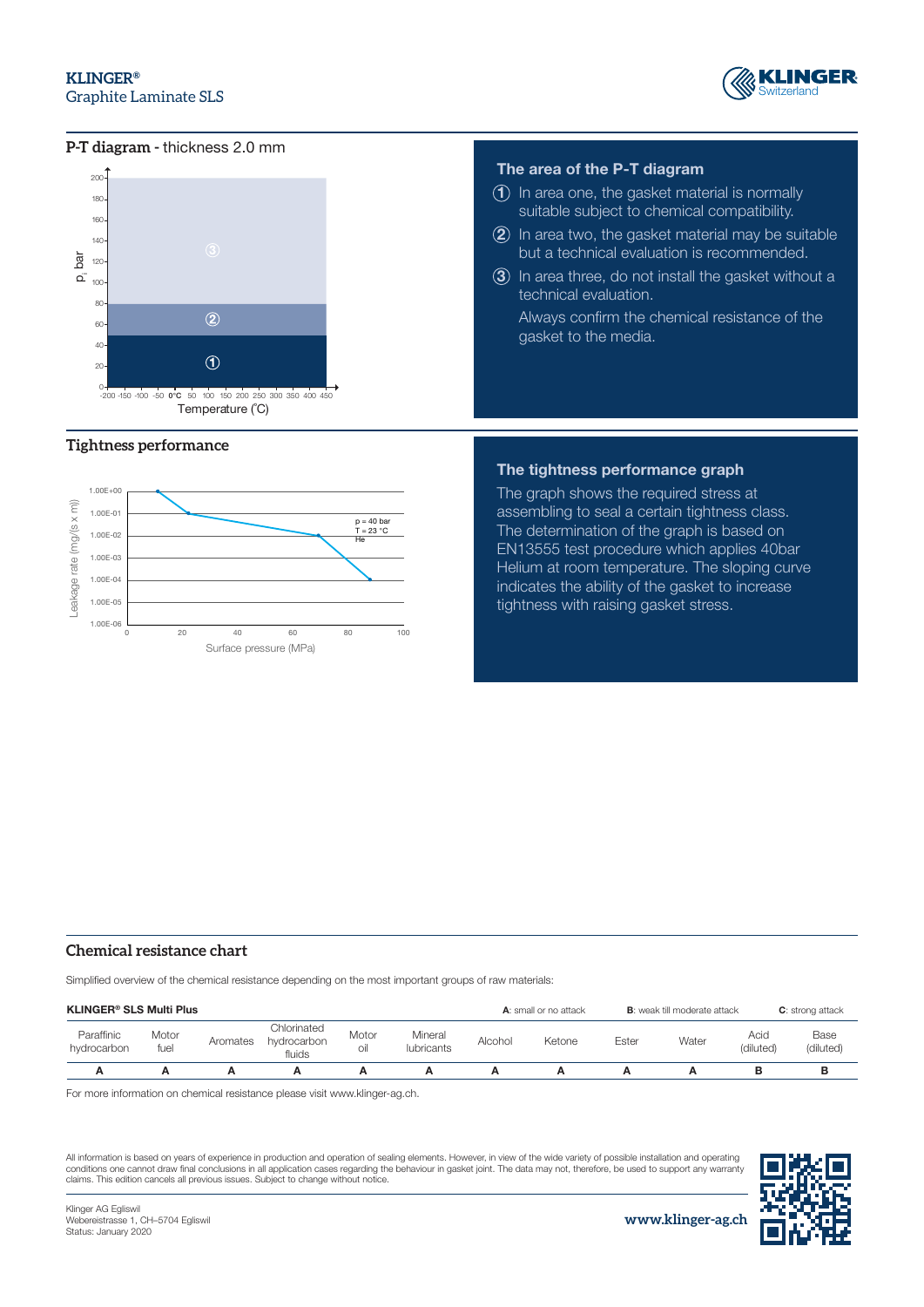## P-T diagram - thickness 2.0 mm

200
180
160
140
120
100
80
60
40
20
0

$p_i$ bar

③
②
①

-200 -150 -100 -50 0°C 50 100 150 200 250 300 350 400 450

Temperature (°C)

### The area of the P-T diagram

① In area one, the gasket material is normally suitable subject to chemical compatibility.

② In area two, the gasket material may be suitable but a technical evaluation is recommended.

③ In area three, do not install the gasket without a technical evaluation.

Always confirm the chemical resistance of the gasket to the media.

## Tightness performance

1.00E+00
1.00E-01
1.00E-02
1.00E-03
1.00E-04
1.00E-05
1.00E-06

Leakage rate (mg/(s x m))

p = 40 bar
T = 23 °C
He

0 20 40 60 80 100

Surface pressure (MPa)

### The tightness performance graph

The graph shows the required stress at assembling to seal a certain tightness class. The determination of the graph is based on EN13555 test procedure which applies 40bar Helium at room temperature. The sloping curve indicates the ability of the gasket to increase tightness with raising gasket stress.

## Chemical resistance chart

Simplified overview of the chemical resistance depending on the most important groups of raw materials:

**KLINGER® SLS Multi Plus** — **A**: small or no attack — **B**: weak till moderate attack — **C**: strong attack

| Paraffinic hydrocarbon | Motor fuel | Aromates | Chlorinated hydrocarbon fluids | Motor oil | Mineral lubricants | Alcohol | Ketone | Ester | Water | Acid (diluted) | Base (diluted) |
|---|---|---|---|---|---|---|---|---|---|---|---|
| **A** | **A** | **A** | **A** | **A** | **A** | **A** | **A** | **A** | **A** | **B** | **B** |

For more information on chemical resistance please visit www.klinger-ag.ch.

All information is based on years of experience in production and operation of sealing elements. However, in view of the wide variety of possible installation and operating conditions one cannot draw final conclusions in all application cases regarding the behaviour in gasket joint. The data may not, therefore, be used to support any warranty claims. This edition cancels all previous issues. Subject to change without notice.

Klinger AG Egliswil
Webereistrasse 1, CH–5704 Egliswil
Status: January 2020

**www.klinger-ag.ch**